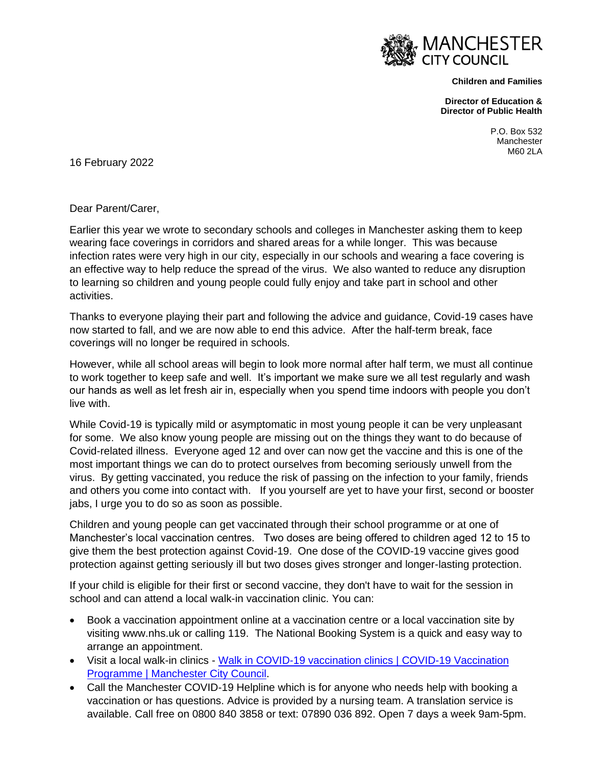MANCHESTER
CITY COUNCIL

**Children and Families**

**Director of Education &**
**Director of Public Health**

P.O. Box 532
Manchester
M60 2LA

16 February 2022

Dear Parent/Carer,

Earlier this year we wrote to secondary schools and colleges in Manchester asking them to keep wearing face coverings in corridors and shared areas for a while longer. This was because infection rates were very high in our city, especially in our schools and wearing a face covering is an effective way to help reduce the spread of the virus. We also wanted to reduce any disruption to learning so children and young people could fully enjoy and take part in school and other activities.

Thanks to everyone playing their part and following the advice and guidance, Covid-19 cases have now started to fall, and we are now able to end this advice. After the half-term break, face coverings will no longer be required in schools.

However, while all school areas will begin to look more normal after half term, we must all continue to work together to keep safe and well. It's important we make sure we all test regularly and wash our hands as well as let fresh air in, especially when you spend time indoors with people you don't live with.

While Covid-19 is typically mild or asymptomatic in most young people it can be very unpleasant for some. We also know young people are missing out on the things they want to do because of Covid-related illness. Everyone aged 12 and over can now get the vaccine and this is one of the most important things we can do to protect ourselves from becoming seriously unwell from the virus. By getting vaccinated, you reduce the risk of passing on the infection to your family, friends and others you come into contact with. If you yourself are yet to have your first, second or booster jabs, I urge you to do so as soon as possible.

Children and young people can get vaccinated through their school programme or at one of Manchester's local vaccination centres. Two doses are being offered to children aged 12 to 15 to give them the best protection against Covid-19. One dose of the COVID-19 vaccine gives good protection against getting seriously ill but two doses gives stronger and longer-lasting protection.

If your child is eligible for their first or second vaccine, they don't have to wait for the session in school and can attend a local walk-in vaccination clinic. You can:

- Book a vaccination appointment online at a vaccination centre or a local vaccination site by visiting www.nhs.uk or calling 119. The National Booking System is a quick and easy way to arrange an appointment.
- Visit a local walk-in clinics - Walk in COVID-19 vaccination clinics | COVID-19 Vaccination Programme | Manchester City Council.
- Call the Manchester COVID-19 Helpline which is for anyone who needs help with booking a vaccination or has questions. Advice is provided by a nursing team. A translation service is available. Call free on 0800 840 3858 or text: 07890 036 892. Open 7 days a week 9am-5pm.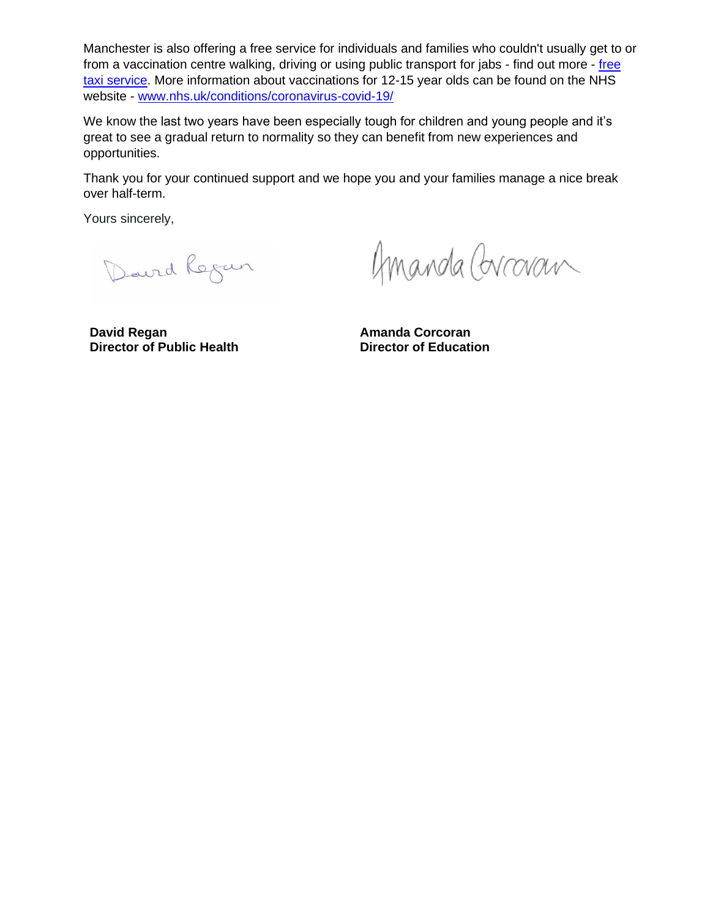Manchester is also offering a free service for individuals and families who couldn't usually get to or from a vaccination centre walking, driving or using public transport for jabs - find out more - free taxi service. More information about vaccinations for 12-15 year olds can be found on the NHS website - www.nhs.uk/conditions/coronavirus-covid-19/

We know the last two years have been especially tough for children and young people and it's great to see a gradual return to normality so they can benefit from new experiences and opportunities.

Thank you for your continued support and we hope you and your families manage a nice break over half-term.

Yours sincerely,

**David Regan**
**Director of Public Health**

**Amanda Corcoran**
**Director of Education**